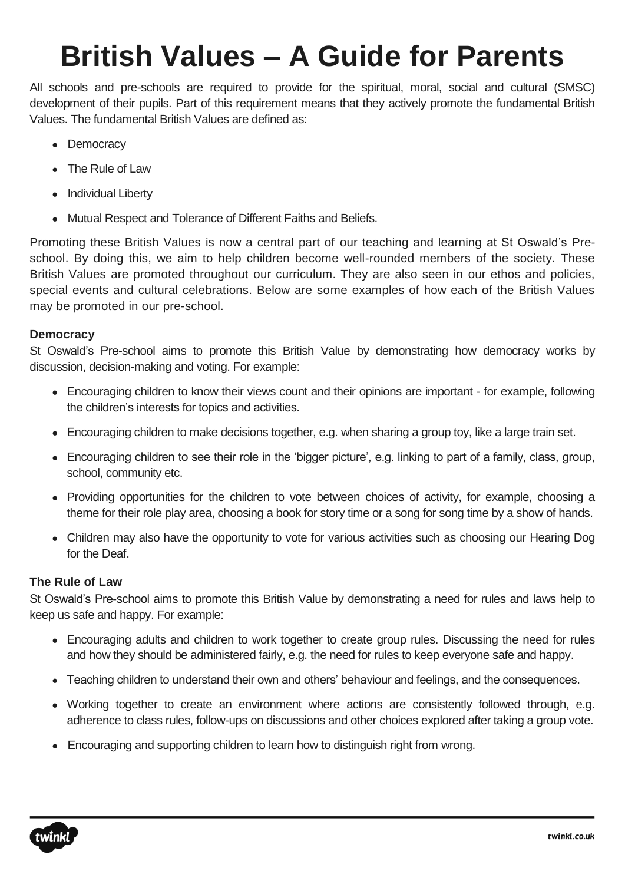# British Values – A Guide for Parents

All schools and pre-schools are required to provide for the spiritual, moral, social and cultural (SMSC) development of their pupils. Part of this requirement means that they actively promote the fundamental British Values. The fundamental British Values are defined as:

- Democracy
- The Rule of Law
- Individual Liberty
- Mutual Respect and Tolerance of Different Faiths and Beliefs.

Promoting these British Values is now a central part of our teaching and learning at St Oswald's Pre-school. By doing this, we aim to help children become well-rounded members of the society. These British Values are promoted throughout our curriculum. They are also seen in our ethos and policies, special events and cultural celebrations. Below are some examples of how each of the British Values may be promoted in our pre-school.

**Democracy**

St Oswald's Pre-school aims to promote this British Value by demonstrating how democracy works by discussion, decision-making and voting. For example:

- Encouraging children to know their views count and their opinions are important - for example, following the children's interests for topics and activities.
- Encouraging children to make decisions together, e.g. when sharing a group toy, like a large train set.
- Encouraging children to see their role in the 'bigger picture', e.g. linking to part of a family, class, group, school, community etc.
- Providing opportunities for the children to vote between choices of activity, for example, choosing a theme for their role play area, choosing a book for story time or a song for song time by a show of hands.
- Children may also have the opportunity to vote for various activities such as choosing our Hearing Dog for the Deaf.

**The Rule of Law**

St Oswald's Pre-school aims to promote this British Value by demonstrating a need for rules and laws help to keep us safe and happy. For example:

- Encouraging adults and children to work together to create group rules. Discussing the need for rules and how they should be administered fairly, e.g. the need for rules to keep everyone safe and happy.
- Teaching children to understand their own and others' behaviour and feelings, and the consequences.
- Working together to create an environment where actions are consistently followed through, e.g. adherence to class rules, follow-ups on discussions and other choices explored after taking a group vote.
- Encouraging and supporting children to learn how to distinguish right from wrong.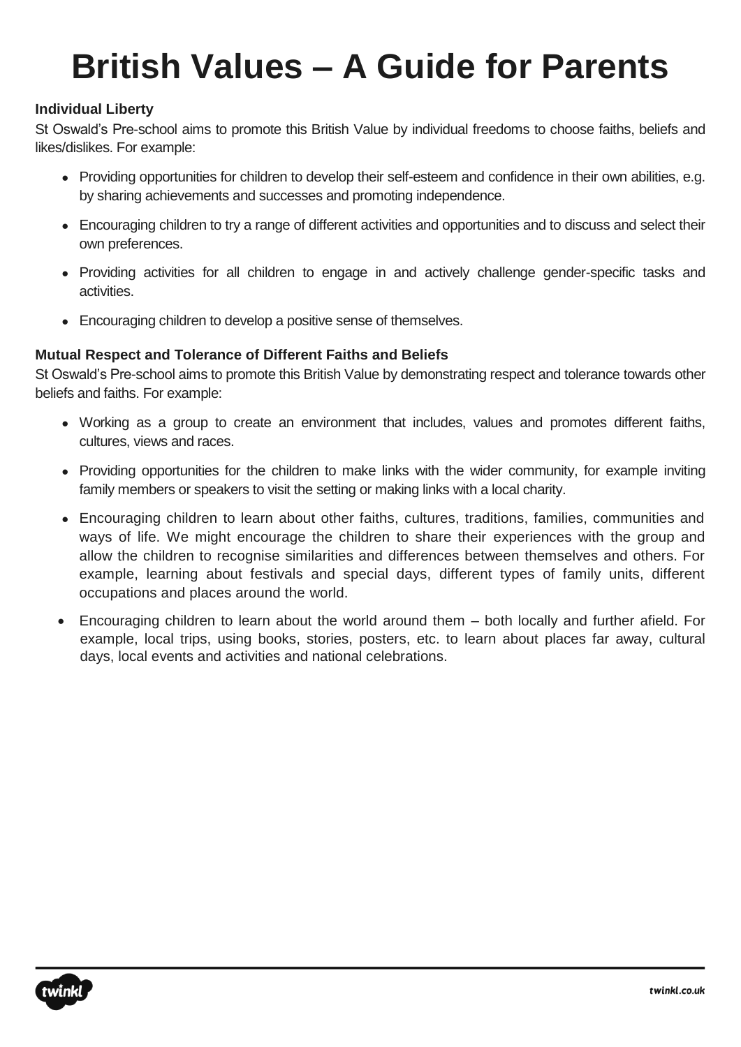# British Values – A Guide for Parents

**Individual Liberty**

St Oswald's Pre-school aims to promote this British Value by individual freedoms to choose faiths, beliefs and likes/dislikes. For example:

- Providing opportunities for children to develop their self-esteem and confidence in their own abilities, e.g. by sharing achievements and successes and promoting independence.
- Encouraging children to try a range of different activities and opportunities and to discuss and select their own preferences.
- Providing activities for all children to engage in and actively challenge gender-specific tasks and activities.
- Encouraging children to develop a positive sense of themselves.

**Mutual Respect and Tolerance of Different Faiths and Beliefs**

St Oswald's Pre-school aims to promote this British Value by demonstrating respect and tolerance towards other beliefs and faiths. For example:

- Working as a group to create an environment that includes, values and promotes different faiths, cultures, views and races.
- Providing opportunities for the children to make links with the wider community, for example inviting family members or speakers to visit the setting or making links with a local charity.
- Encouraging children to learn about other faiths, cultures, traditions, families, communities and ways of life. We might encourage the children to share their experiences with the group and allow the children to recognise similarities and differences between themselves and others. For example, learning about festivals and special days, different types of family units, different occupations and places around the world.
- Encouraging children to learn about the world around them – both locally and further afield. For example, local trips, using books, stories, posters, etc. to learn about places far away, cultural days, local events and activities and national celebrations.